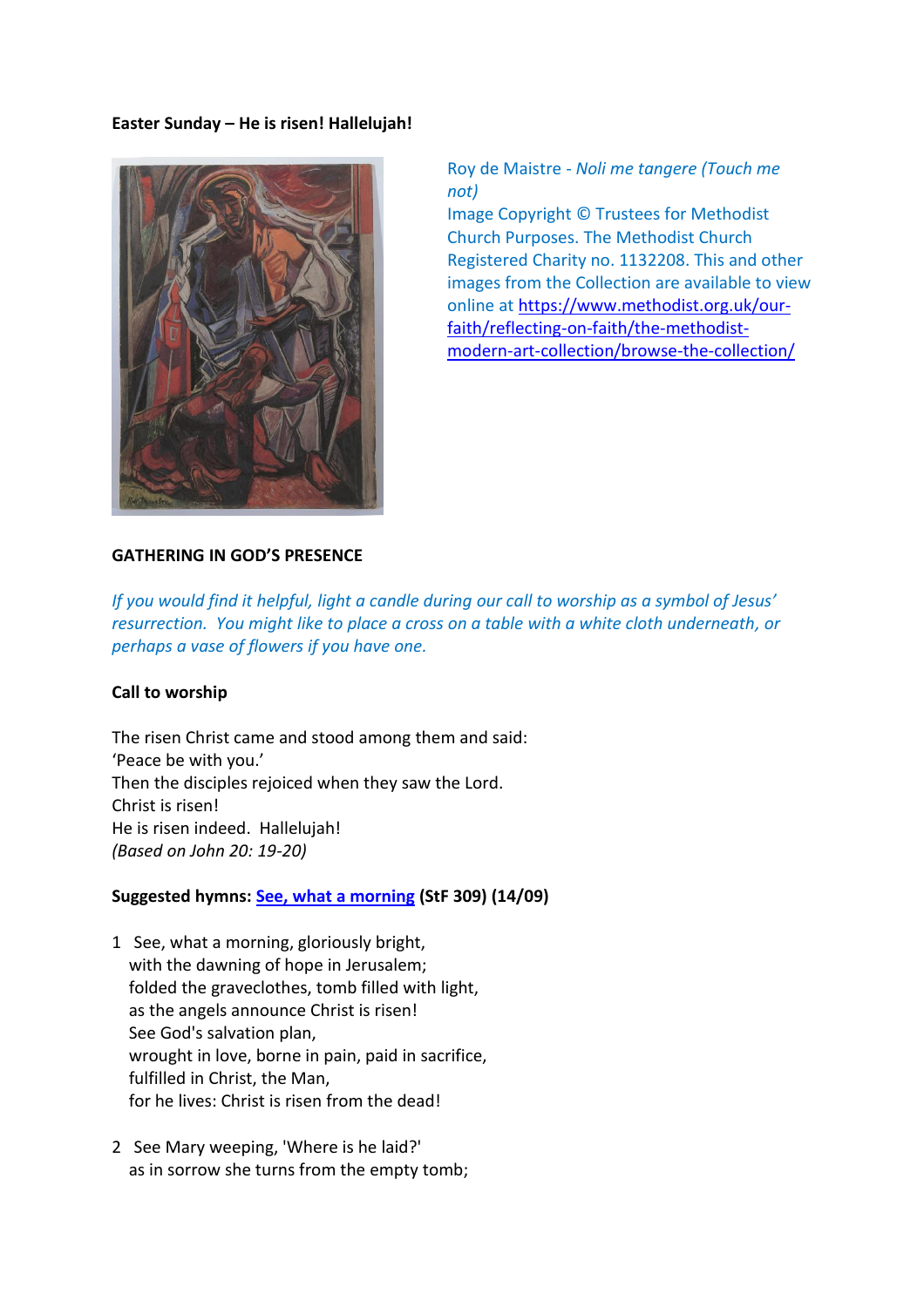**Easter Sunday – He is risen! Hallelujah!**

Roy de Maistre - *Noli me tangere (Touch me not)*
Image Copyright © Trustees for Methodist Church Purposes. The Methodist Church Registered Charity no. 1132208. This and other images from the Collection are available to view online at [https://www.methodist.org.uk/our-faith/reflecting-on-faith/the-methodist-modern-art-collection/browse-the-collection/](https://www.methodist.org.uk/our-faith/reflecting-on-faith/the-methodist-modern-art-collection/browse-the-collection/)

**GATHERING IN GOD'S PRESENCE**

*If you would find it helpful, light a candle during our call to worship as a symbol of Jesus' resurrection. You might like to place a cross on a table with a white cloth underneath, or perhaps a vase of flowers if you have one.*

**Call to worship**

The risen Christ came and stood among them and said:
'Peace be with you.'
Then the disciples rejoiced when they saw the Lord.
Christ is risen!
He is risen indeed. Hallelujah!
*(Based on John 20: 19-20)*

**Suggested hymns: See, what a morning (StF 309) (14/09)**

1 See, what a morning, gloriously bright,
with the dawning of hope in Jerusalem;
folded the graveclothes, tomb filled with light,
as the angels announce Christ is risen!
See God's salvation plan,
wrought in love, borne in pain, paid in sacrifice,
fulfilled in Christ, the Man,
for he lives: Christ is risen from the dead!

2 See Mary weeping, 'Where is he laid?'
as in sorrow she turns from the empty tomb;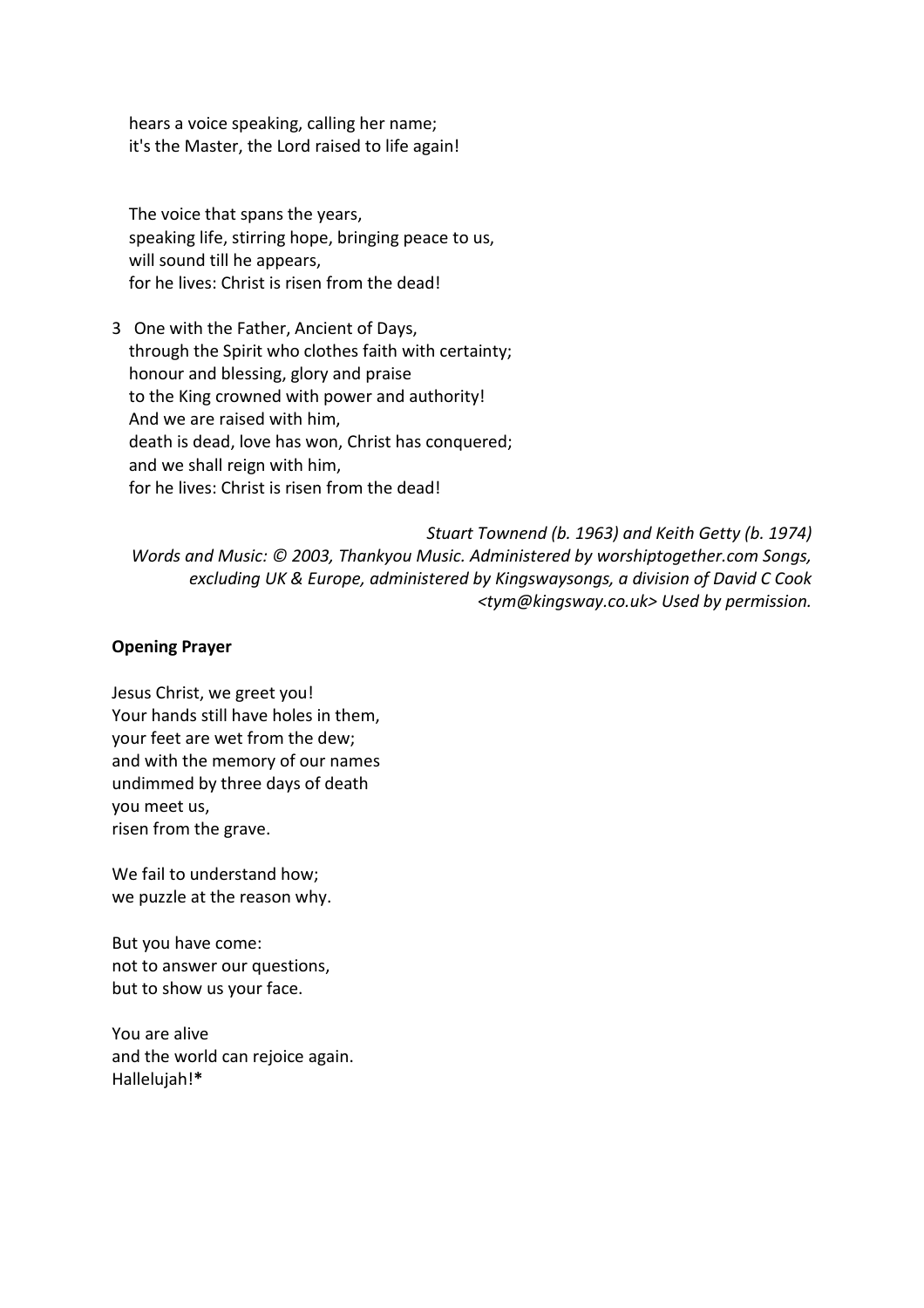hears a voice speaking, calling her name;  
it's the Master, the Lord raised to life again!

The voice that spans the years,  
speaking life, stirring hope, bringing peace to us,  
will sound till he appears,  
for he lives: Christ is risen from the dead!

3 One with the Father, Ancient of Days,  
through the Spirit who clothes faith with certainty;  
honour and blessing, glory and praise  
to the King crowned with power and authority!  
And we are raised with him,  
death is dead, love has won, Christ has conquered;  
and we shall reign with him,  
for he lives: Christ is risen from the dead!

*Stuart Townend (b. 1963) and Keith Getty (b. 1974)*  
*Words and Music: © 2003, Thankyou Music. Administered by worshiptogether.com Songs, excluding UK & Europe, administered by Kingswaysongs, a division of David C Cook <tym@kingsway.co.uk> Used by permission.*

**Opening Prayer**

Jesus Christ, we greet you!  
Your hands still have holes in them,  
your feet are wet from the dew;  
and with the memory of our names  
undimmed by three days of death  
you meet us,  
risen from the grave.

We fail to understand how;  
we puzzle at the reason why.

But you have come:  
not to answer our questions,  
but to show us your face.

You are alive  
and the world can rejoice again.  
Hallelujah!**\***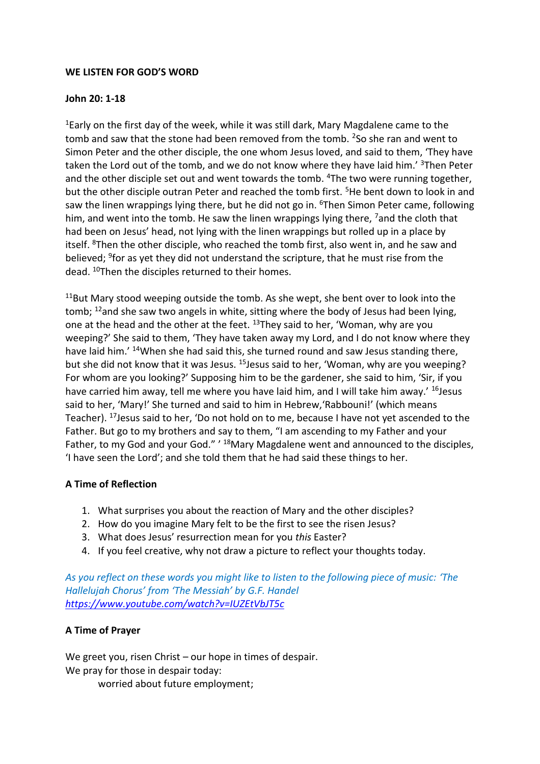**WE LISTEN FOR GOD'S WORD**

**John 20: 1-18**

[1]Early on the first day of the week, while it was still dark, Mary Magdalene came to the tomb and saw that the stone had been removed from the tomb. [2]So she ran and went to Simon Peter and the other disciple, the one whom Jesus loved, and said to them, 'They have taken the Lord out of the tomb, and we do not know where they have laid him.' [3]Then Peter and the other disciple set out and went towards the tomb. [4]The two were running together, but the other disciple outran Peter and reached the tomb first. [5]He bent down to look in and saw the linen wrappings lying there, but he did not go in. [6]Then Simon Peter came, following him, and went into the tomb. He saw the linen wrappings lying there, [7]and the cloth that had been on Jesus' head, not lying with the linen wrappings but rolled up in a place by itself. [8]Then the other disciple, who reached the tomb first, also went in, and he saw and believed; [9]for as yet they did not understand the scripture, that he must rise from the dead. [10]Then the disciples returned to their homes.

[11]But Mary stood weeping outside the tomb. As she wept, she bent over to look into the tomb; [12]and she saw two angels in white, sitting where the body of Jesus had been lying, one at the head and the other at the feet. [13]They said to her, 'Woman, why are you weeping?' She said to them, 'They have taken away my Lord, and I do not know where they have laid him.' [14]When she had said this, she turned round and saw Jesus standing there, but she did not know that it was Jesus. [15]Jesus said to her, 'Woman, why are you weeping? For whom are you looking?' Supposing him to be the gardener, she said to him, 'Sir, if you have carried him away, tell me where you have laid him, and I will take him away.' [16]Jesus said to her, 'Mary!' She turned and said to him in Hebrew,'Rabbouni!' (which means Teacher). [17]Jesus said to her, 'Do not hold on to me, because I have not yet ascended to the Father. But go to my brothers and say to them, "I am ascending to my Father and your Father, to my God and your God." ' [18]Mary Magdalene went and announced to the disciples, 'I have seen the Lord'; and she told them that he had said these things to her.

**A Time of Reflection**

1. What surprises you about the reaction of Mary and the other disciples?
2. How do you imagine Mary felt to be the first to see the risen Jesus?
3. What does Jesus' resurrection mean for you *this* Easter?
4. If you feel creative, why not draw a picture to reflect your thoughts today.

*As you reflect on these words you might like to listen to the following piece of music: 'The Hallelujah Chorus' from 'The Messiah' by G.F. Handel*
*https://www.youtube.com/watch?v=IUZEtVbJT5c*

**A Time of Prayer**

We greet you, risen Christ – our hope in times of despair.
We pray for those in despair today:
 worried about future employment;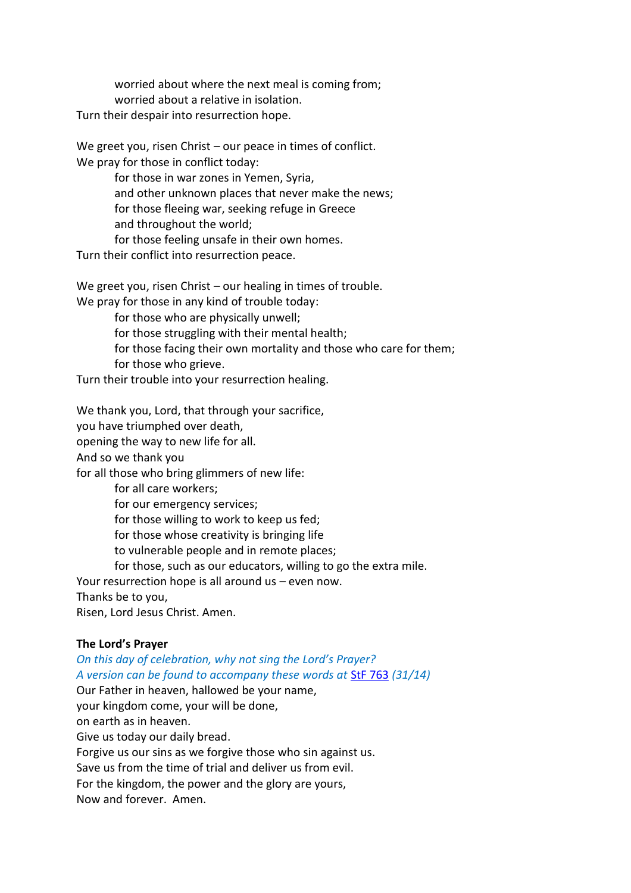worried about where the next meal is coming from;
worried about a relative in isolation.
Turn their despair into resurrection hope.

We greet you, risen Christ – our peace in times of conflict.
We pray for those in conflict today:
for those in war zones in Yemen, Syria,
and other unknown places that never make the news;
for those fleeing war, seeking refuge in Greece
and throughout the world;
for those feeling unsafe in their own homes.
Turn their conflict into resurrection peace.

We greet you, risen Christ – our healing in times of trouble.
We pray for those in any kind of trouble today:
for those who are physically unwell;
for those struggling with their mental health;
for those facing their own mortality and those who care for them;
for those who grieve.
Turn their trouble into your resurrection healing.

We thank you, Lord, that through your sacrifice,
you have triumphed over death,
opening the way to new life for all.
And so we thank you
for all those who bring glimmers of new life:
for all care workers;
for our emergency services;
for those willing to work to keep us fed;
for those whose creativity is bringing life
to vulnerable people and in remote places;
for those, such as our educators, willing to go the extra mile.
Your resurrection hope is all around us – even now.
Thanks be to you,
Risen, Lord Jesus Christ. Amen.

**The Lord's Prayer**

*On this day of celebration, why not sing the Lord's Prayer?*
*A version can be found to accompany these words at* StF 763 *(31/14)*

Our Father in heaven, hallowed be your name,
your kingdom come, your will be done,
on earth as in heaven.
Give us today our daily bread.
Forgive us our sins as we forgive those who sin against us.
Save us from the time of trial and deliver us from evil.
For the kingdom, the power and the glory are yours,
Now and forever. Amen.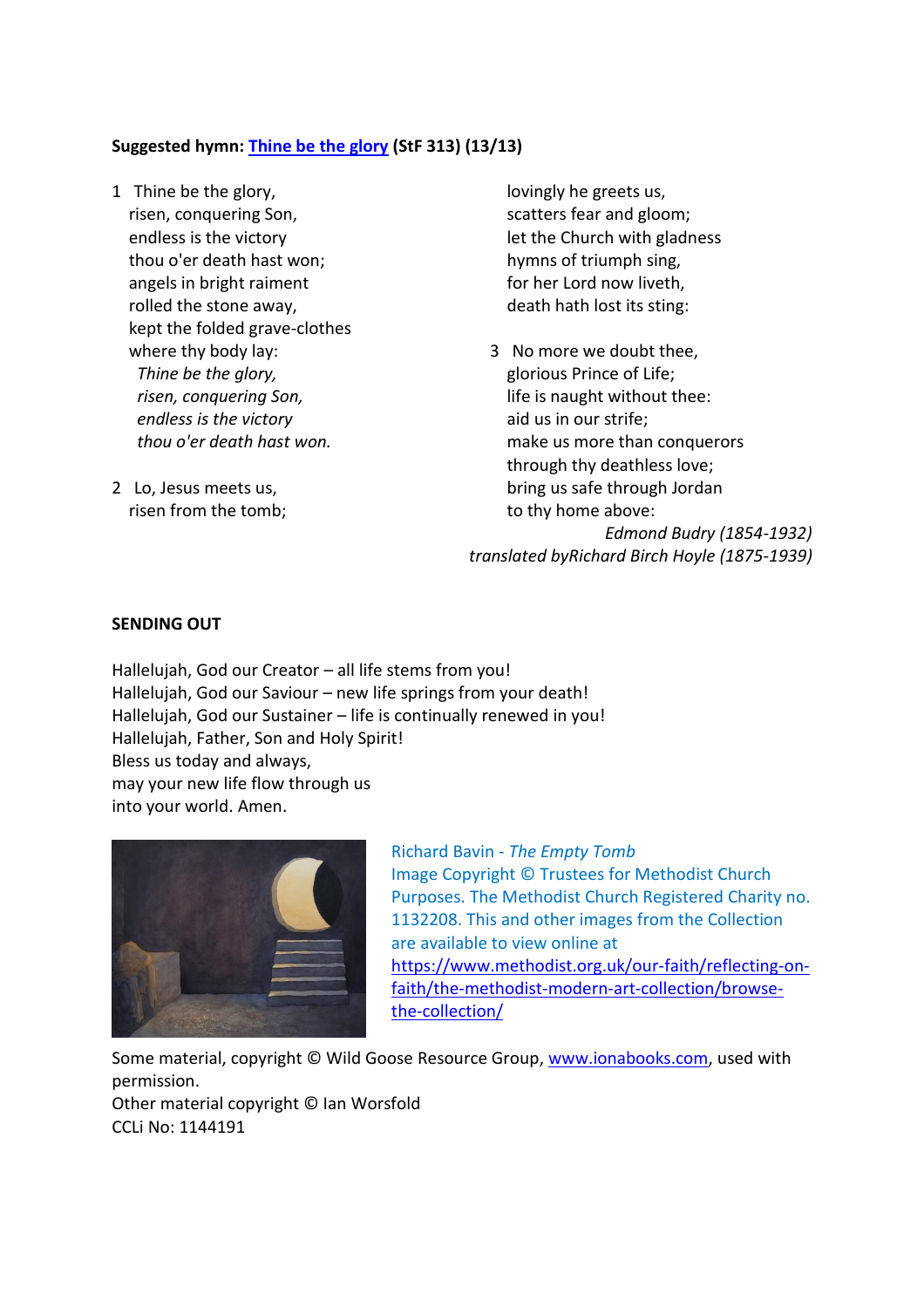**Suggested hymn: Thine be the glory (StF 313) (13/13)**

1 Thine be the glory,
risen, conquering Son,
endless is the victory
thou o'er death hast won;
angels in bright raiment
rolled the stone away,
kept the folded grave-clothes
where thy body lay:
*Thine be the glory,*
*risen, conquering Son,*
*endless is the victory*
*thou o'er death hast won.*

2 Lo, Jesus meets us,
risen from the tomb;
lovingly he greets us,
scatters fear and gloom;
let the Church with gladness
hymns of triumph sing,
for her Lord now liveth,
death hath lost its sting:

3 No more we doubt thee,
glorious Prince of Life;
life is naught without thee:
aid us in our strife;
make us more than conquerors
through thy deathless love;
bring us safe through Jordan
to thy home above:

*Edmond Budry (1854-1932)*
*translated byRichard Birch Hoyle (1875-1939)*

**SENDING OUT**

Hallelujah, God our Creator – all life stems from you!
Hallelujah, God our Saviour – new life springs from your death!
Hallelujah, God our Sustainer – life is continually renewed in you!
Hallelujah, Father, Son and Holy Spirit!
Bless us today and always,
may your new life flow through us
into your world. Amen.

Richard Bavin - *The Empty Tomb*
Image Copyright © Trustees for Methodist Church Purposes. The Methodist Church Registered Charity no. 1132208. This and other images from the Collection are available to view online at https://www.methodist.org.uk/our-faith/reflecting-on-faith/the-methodist-modern-art-collection/browse-the-collection/

Some material, copyright © Wild Goose Resource Group, www.ionabooks.com, used with permission.
Other material copyright © Ian Worsfold
CCLi No: 1144191